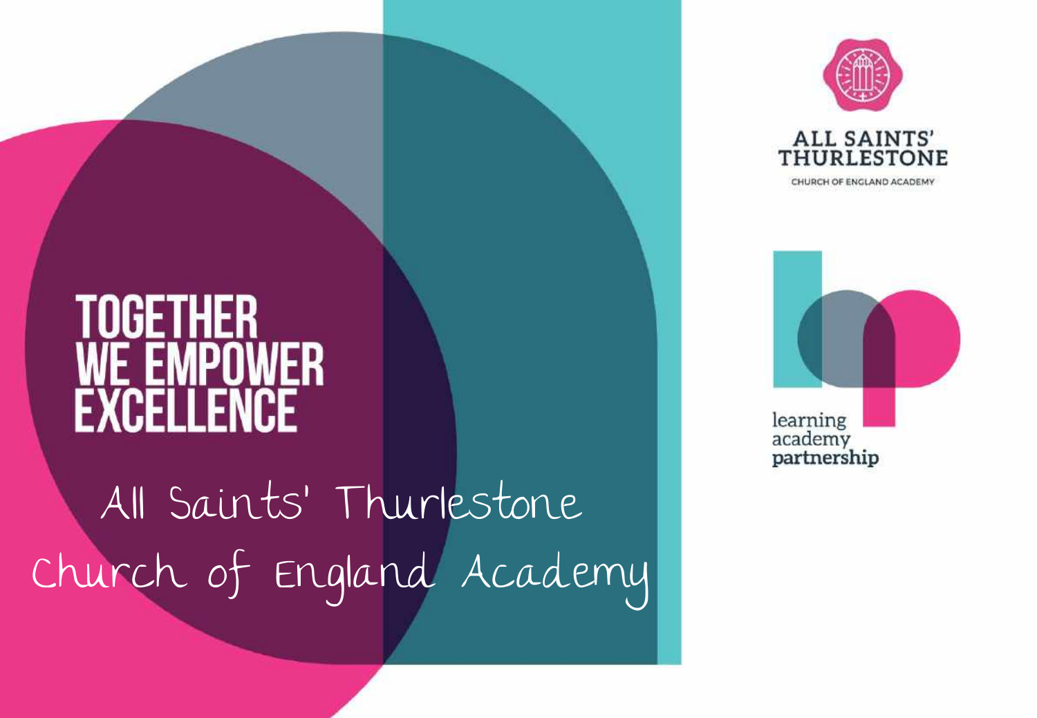# TOGETHER WE EMPOWER EXCELLENCE

## All Saints' Thurlestone Church of England Academy

ALL SAINTS' THURLESTONE

CHURCH OF ENGLAND ACADEMY

learning academy partnership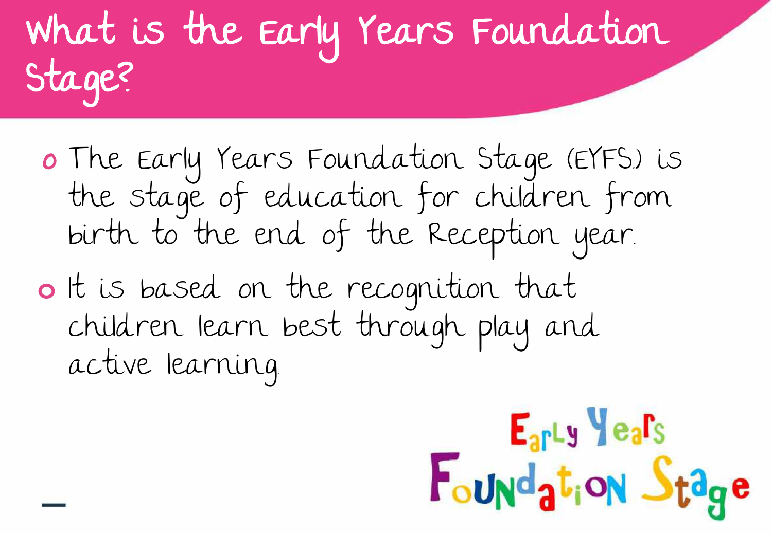# What is the Early Years Foundation Stage?

- The Early Years Foundation Stage (EYFS) is the stage of education for children from birth to the end of the Reception year.
- It is based on the recognition that children learn best through play and active learning.

Early Years Foundation Stage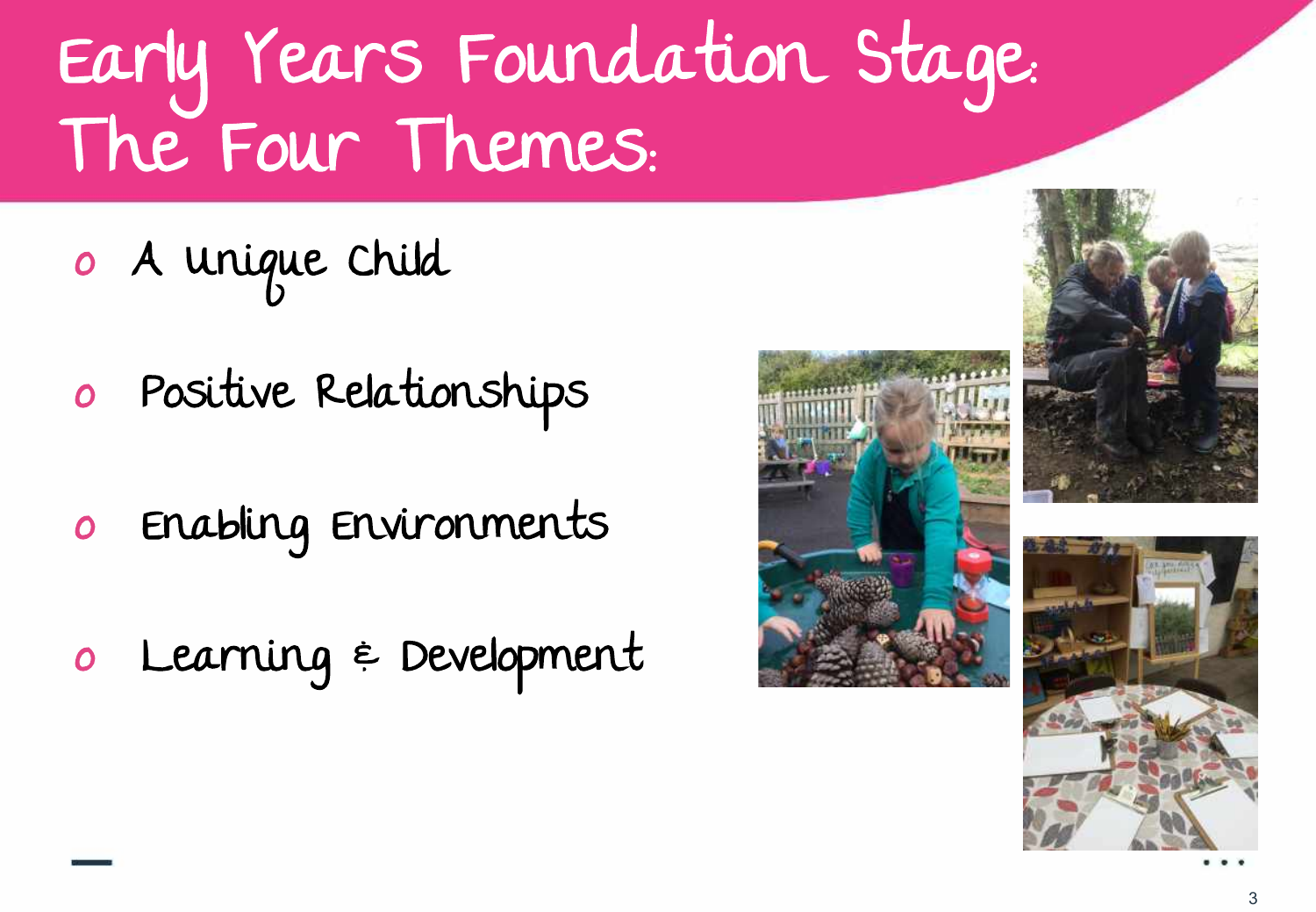# Early Years Foundation Stage: The Four Themes:

- A Unique Child
- Positive Relationships
- Enabling Environments
- Learning & Development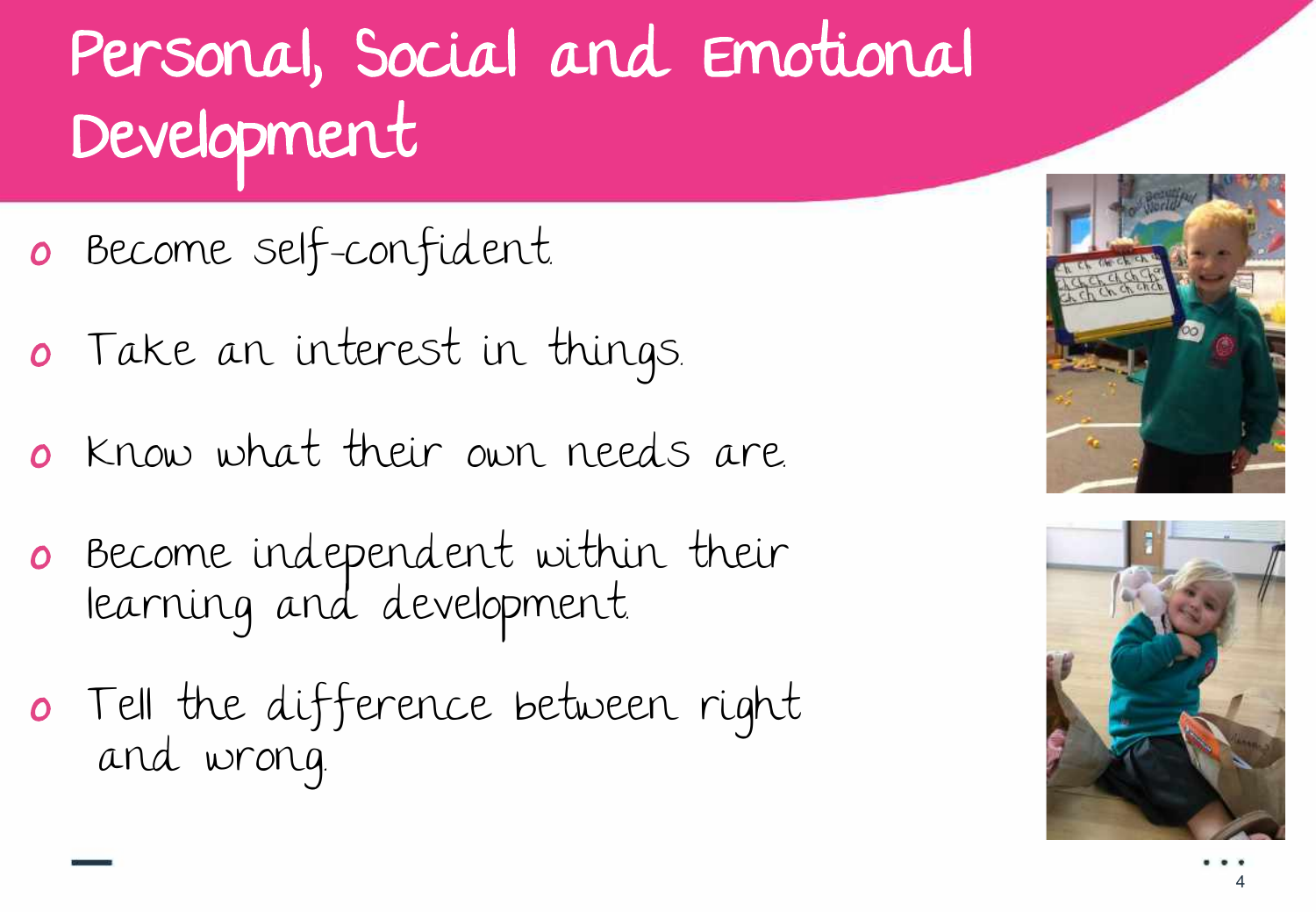# Personal, Social and Emotional Development

- Become self-confident.
- Take an interest in things.
- Know what their own needs are.
- Become independent within their learning and development.
- Tell the difference between right and wrong.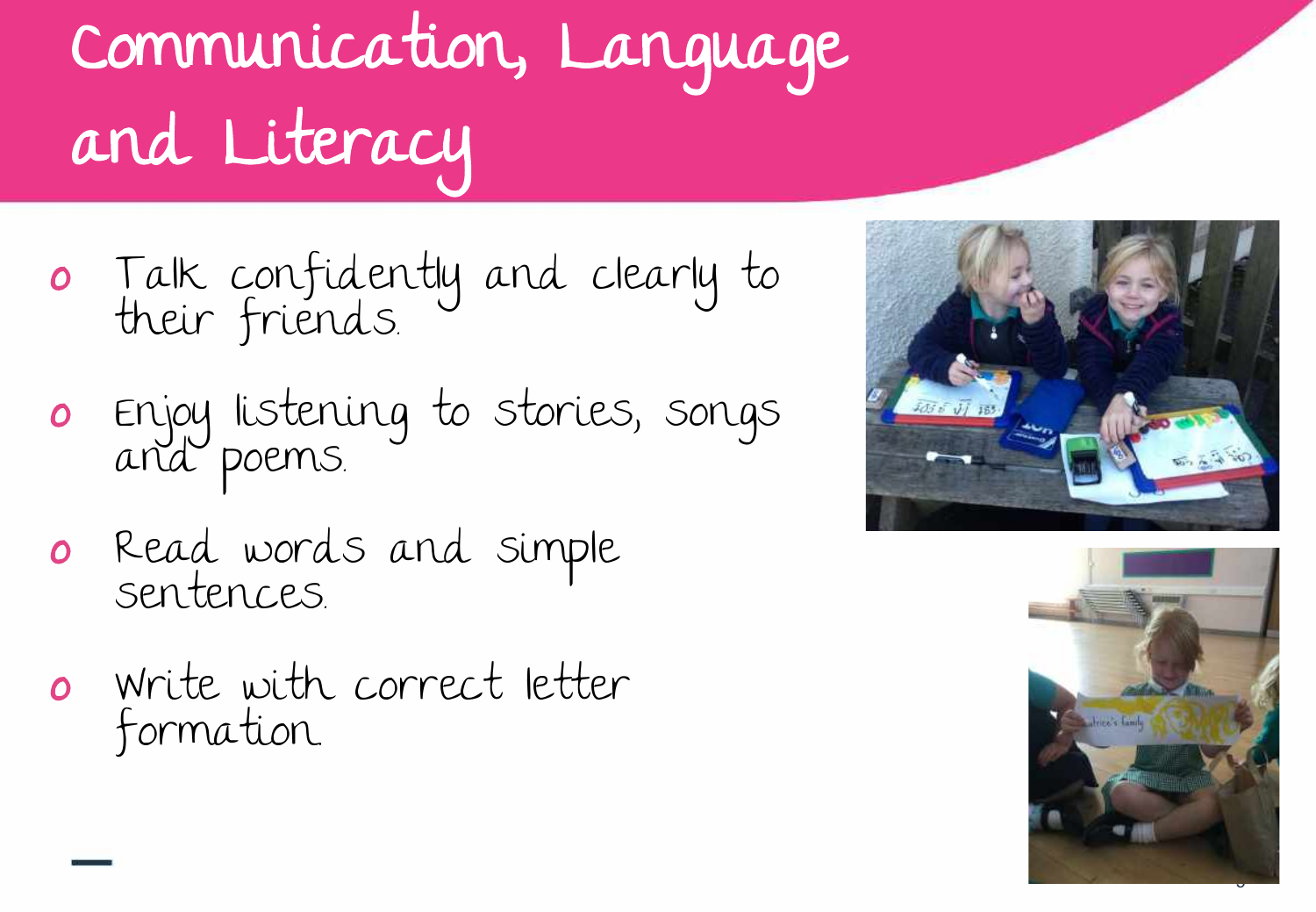# Communication, Language and Literacy

- Talk confidently and clearly to their friends.
- Enjoy listening to stories, songs and poems.
- Read words and simple sentences.
- Write with correct letter formation.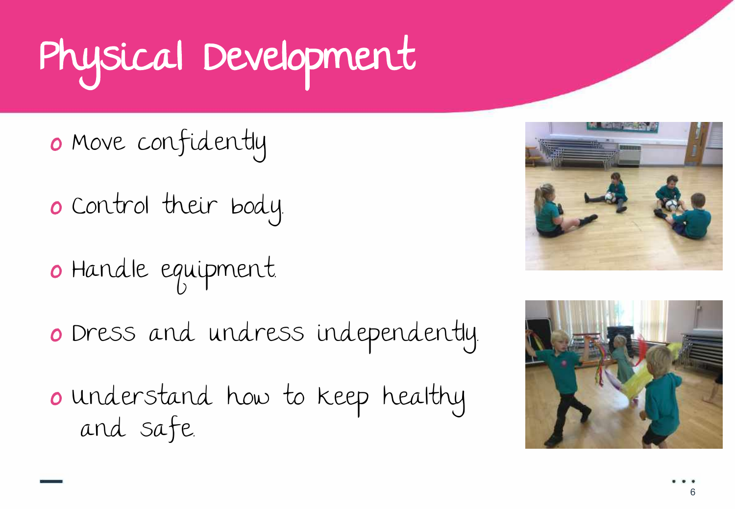# Physical Development

- Move confidently
- Control their body.
- Handle equipment.
- Dress and undress independently.
- Understand how to keep healthy and safe.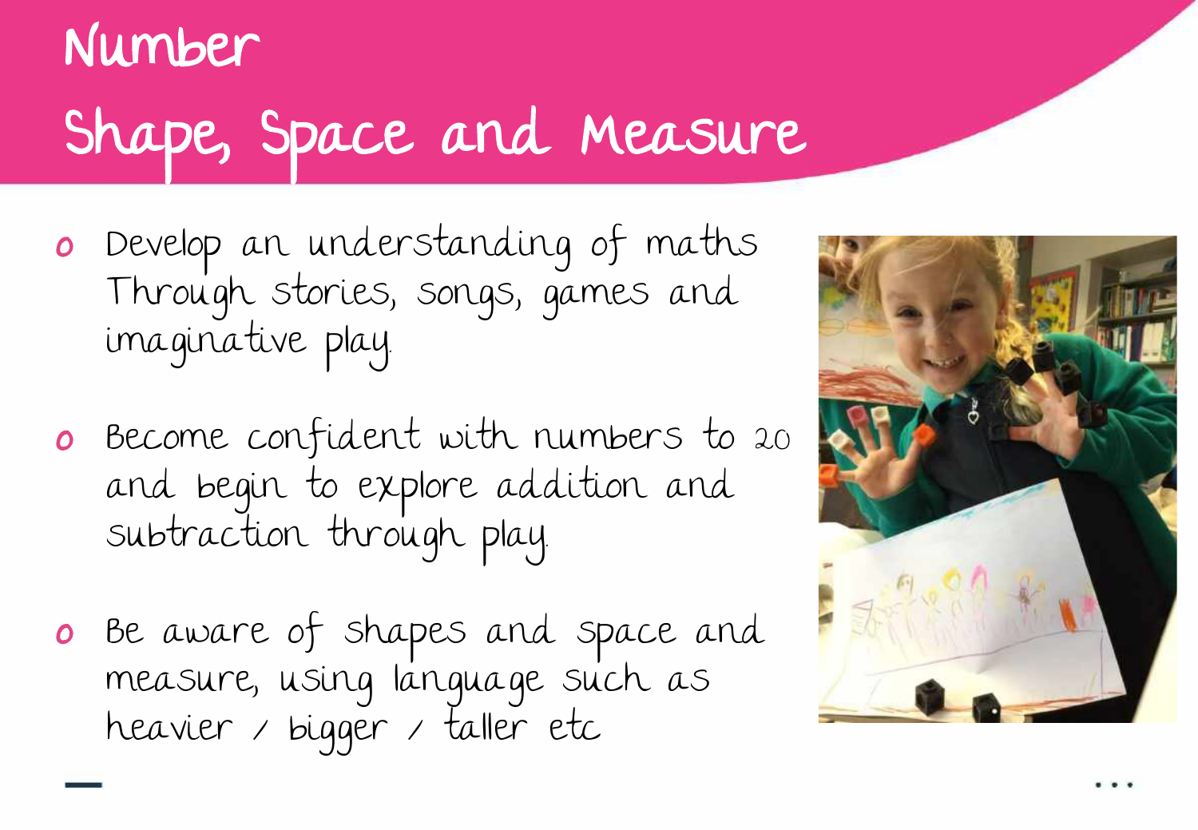# Number

# Shape, Space and Measure

- Develop an understanding of maths Through stories, songs, games and imaginative play.
- Become confident with numbers to 20 and begin to explore addition and subtraction through play.
- Be aware of shapes and space and measure, using language such as heavier / bigger / taller etc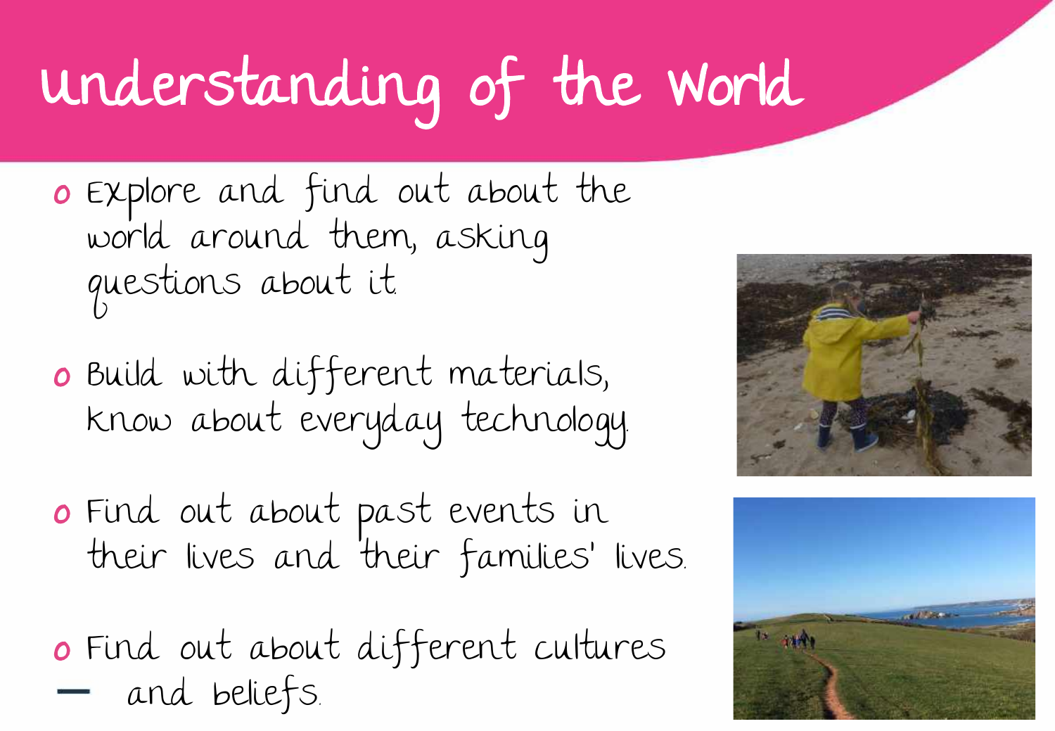# Understanding of the World

- Explore and find out about the world around them, asking questions about it.
- Build with different materials, know about everyday technology.
- Find out about past events in their lives and their families' lives.
- Find out about different cultures and beliefs.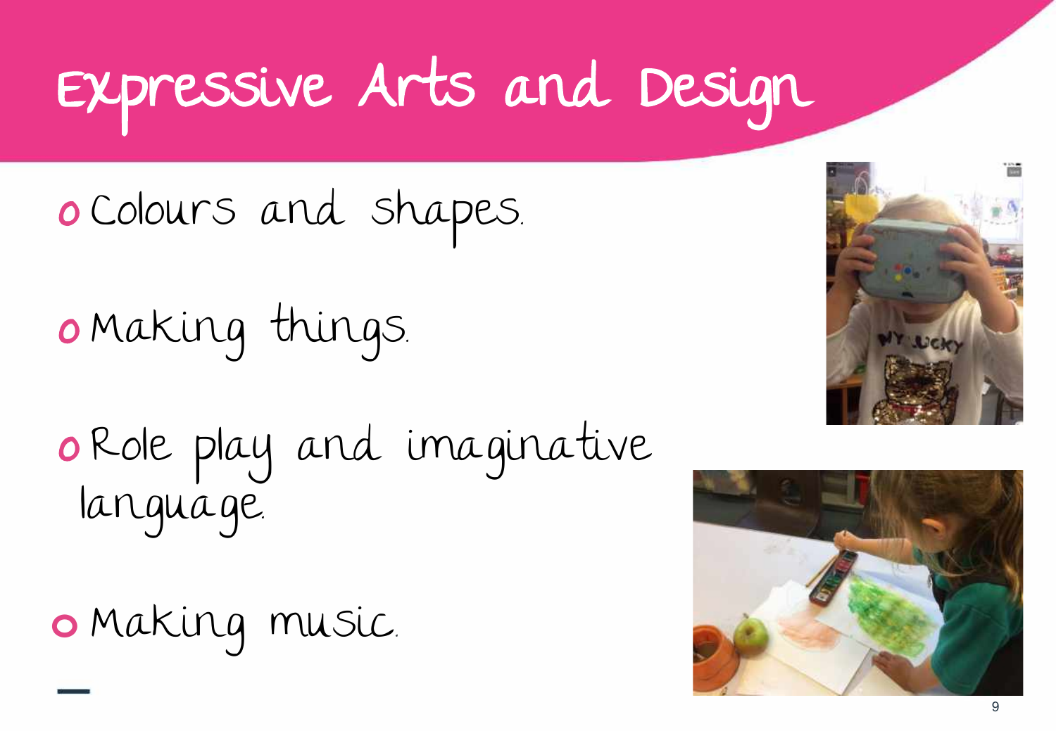# Expressive Arts and Design

- Colours and shapes.
- Making things.
- Role play and imaginative language.
- Making music.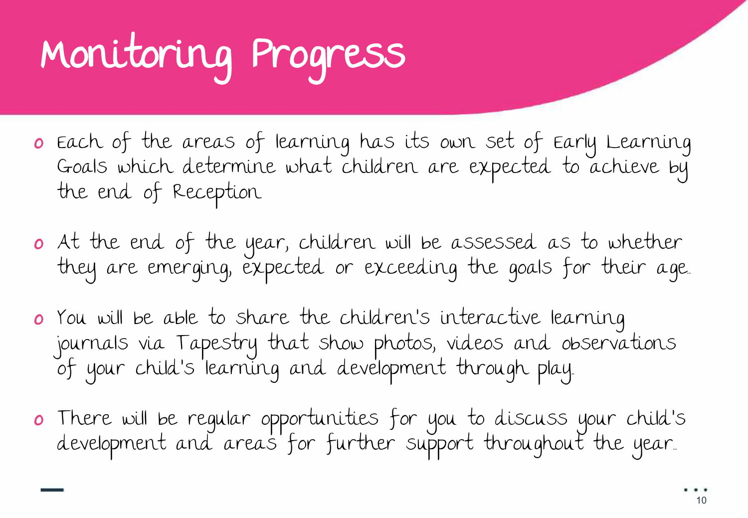# Monitoring Progress

- Each of the areas of learning has its own set of Early Learning Goals which determine what children are expected to achieve by the end of Reception.
- At the end of the year, children will be assessed as to whether they are emerging, expected or exceeding the goals for their age.
- You will be able to share the children's interactive learning journals via Tapestry that show photos, videos and observations of your child's learning and development through play.
- There will be regular opportunities for you to discuss your child's development and areas for further support throughout the year.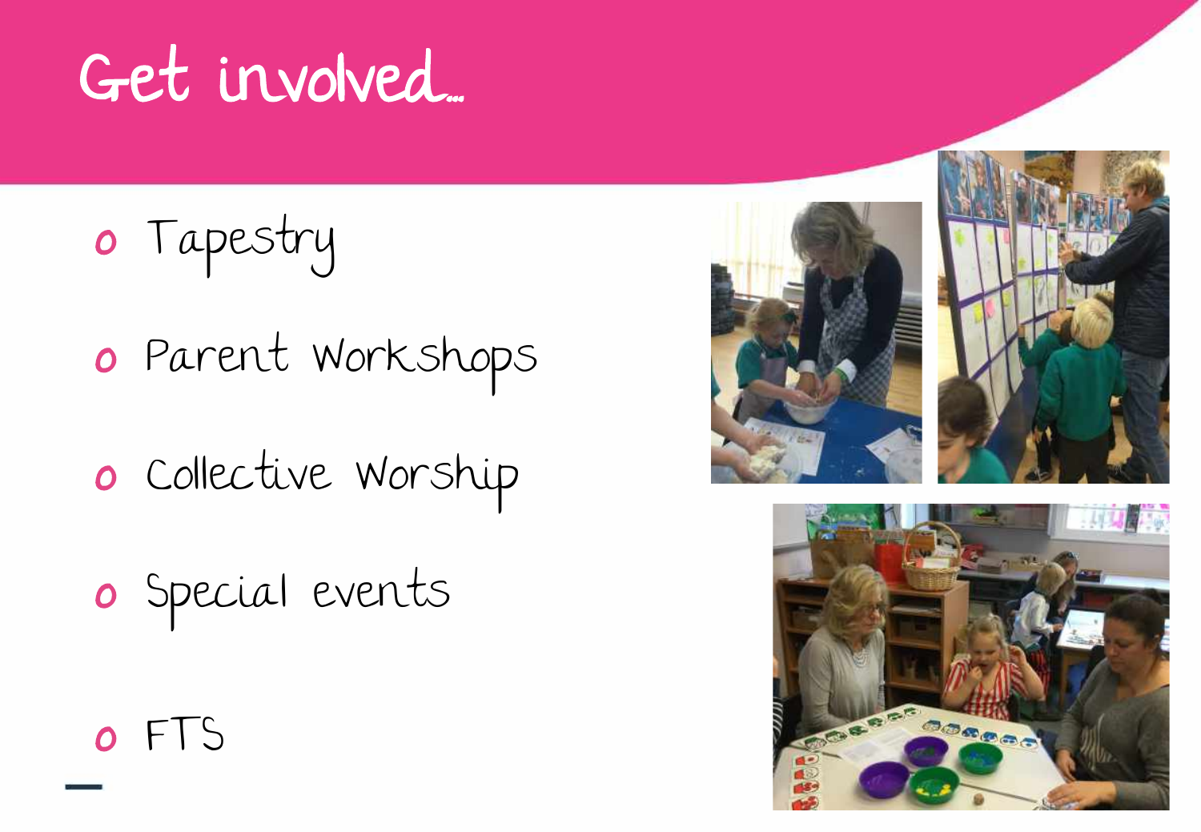# Get involved…

- Tapestry
- Parent Workshops
- Collective Worship
- Special events
- FTS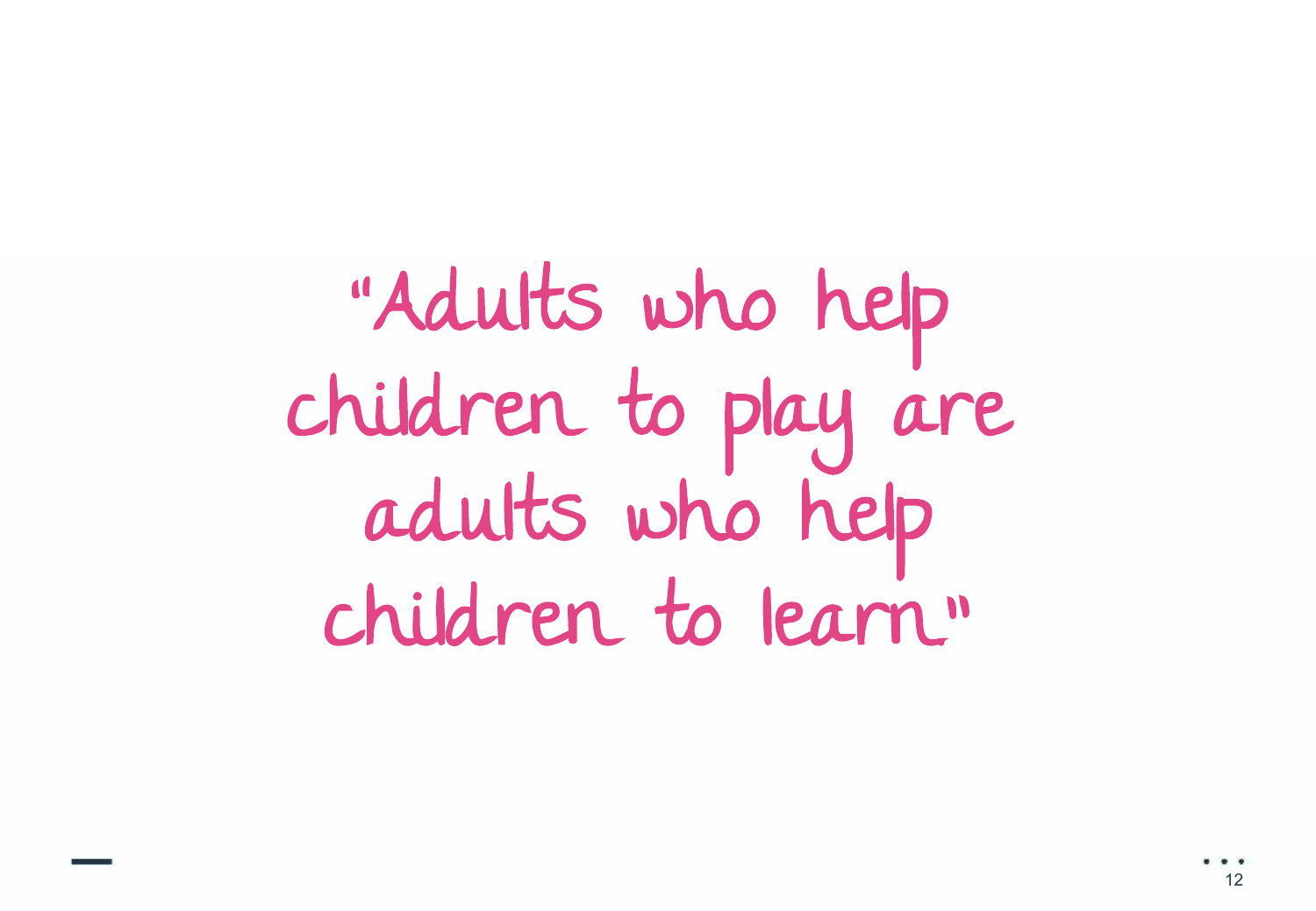"Adults who help children to play are adults who help children to learn."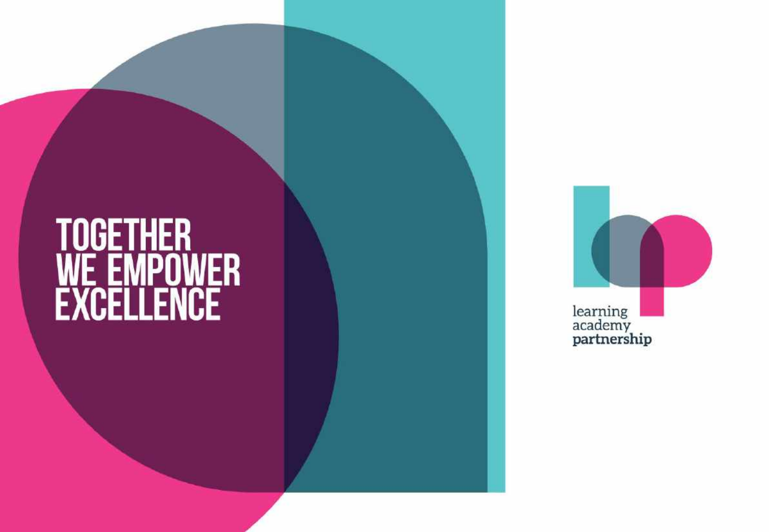# TOGETHER WE EMPOWER EXCELLENCE

learning
academy
**partnership**